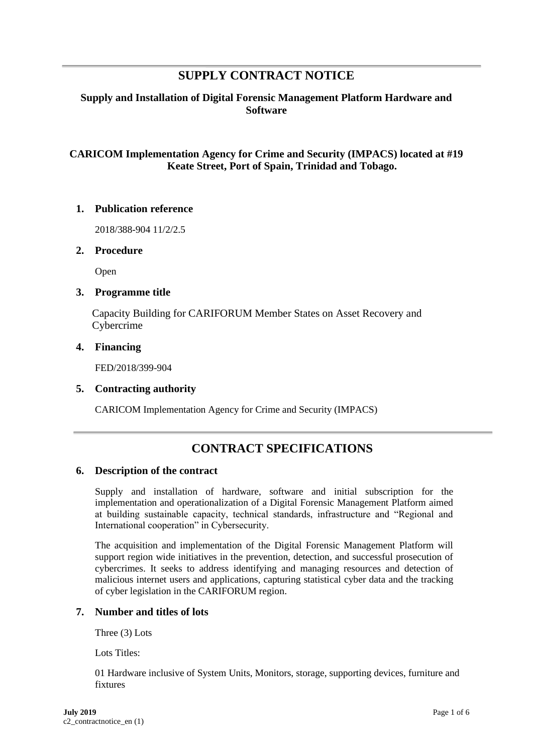# SUPPLY CONTRACT NOTICE

## Supply and Installation of Digital Forensic Management Platform Hardware and Software

**CARICOM Implementation Agency for Crime and Security (IMPACS) located at #19 Keate Street, Port of Spain, Trinidad and Tobago.**

### 1. Publication reference

2018/388-904 11/2/2.5

### 2. Procedure

Open

### 3. Programme title

Capacity Building for CARIFORUM Member States on Asset Recovery and Cybercrime

### 4. Financing

FED/2018/399-904

### 5. Contracting authority

CARICOM Implementation Agency for Crime and Security (IMPACS)

# CONTRACT SPECIFICATIONS

### 6. Description of the contract

Supply and installation of hardware, software and initial subscription for the implementation and operationalization of a Digital Forensic Management Platform aimed at building sustainable capacity, technical standards, infrastructure and "Regional and International cooperation" in Cybersecurity.

The acquisition and implementation of the Digital Forensic Management Platform will support region wide initiatives in the prevention, detection, and successful prosecution of cybercrimes. It seeks to address identifying and managing resources and detection of malicious internet users and applications, capturing statistical cyber data and the tracking of cyber legislation in the CARIFORUM region.

### 7. Number and titles of lots

Three (3) Lots

Lots Titles:

01 Hardware inclusive of System Units, Monitors, storage, supporting devices, furniture and fixtures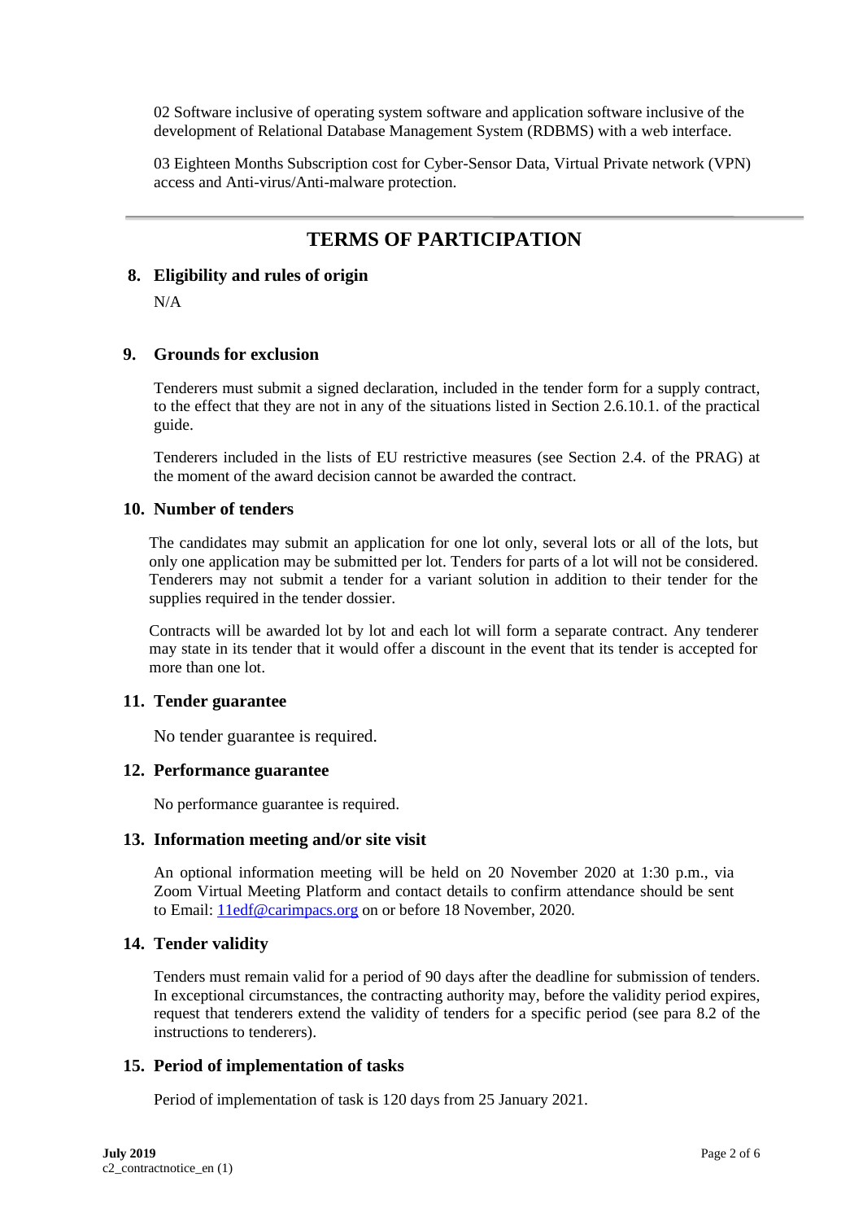02 Software inclusive of operating system software and application software inclusive of the development of Relational Database Management System (RDBMS) with a web interface.

03 Eighteen Months Subscription cost for Cyber-Sensor Data, Virtual Private network (VPN) access and Anti-virus/Anti-malware protection.

---

# TERMS OF PARTICIPATION

## 8. Eligibility and rules of origin

N/A

## 9. Grounds for exclusion

Tenderers must submit a signed declaration, included in the tender form for a supply contract, to the effect that they are not in any of the situations listed in Section 2.6.10.1. of the practical guide.

Tenderers included in the lists of EU restrictive measures (see Section 2.4. of the PRAG) at the moment of the award decision cannot be awarded the contract.

## 10. Number of tenders

The candidates may submit an application for one lot only, several lots or all of the lots, but only one application may be submitted per lot. Tenders for parts of a lot will not be considered. Tenderers may not submit a tender for a variant solution in addition to their tender for the supplies required in the tender dossier.

Contracts will be awarded lot by lot and each lot will form a separate contract. Any tenderer may state in its tender that it would offer a discount in the event that its tender is accepted for more than one lot.

## 11. Tender guarantee

No tender guarantee is required.

## 12. Performance guarantee

No performance guarantee is required.

## 13. Information meeting and/or site visit

An optional information meeting will be held on 20 November 2020 at 1:30 p.m., via Zoom Virtual Meeting Platform and contact details to confirm attendance should be sent to Email: 11edf@carimpacs.org on or before 18 November, 2020.

## 14. Tender validity

Tenders must remain valid for a period of 90 days after the deadline for submission of tenders. In exceptional circumstances, the contracting authority may, before the validity period expires, request that tenderers extend the validity of tenders for a specific period (see para 8.2 of the instructions to tenderers).

## 15. Period of implementation of tasks

Period of implementation of task is 120 days from 25 January 2021.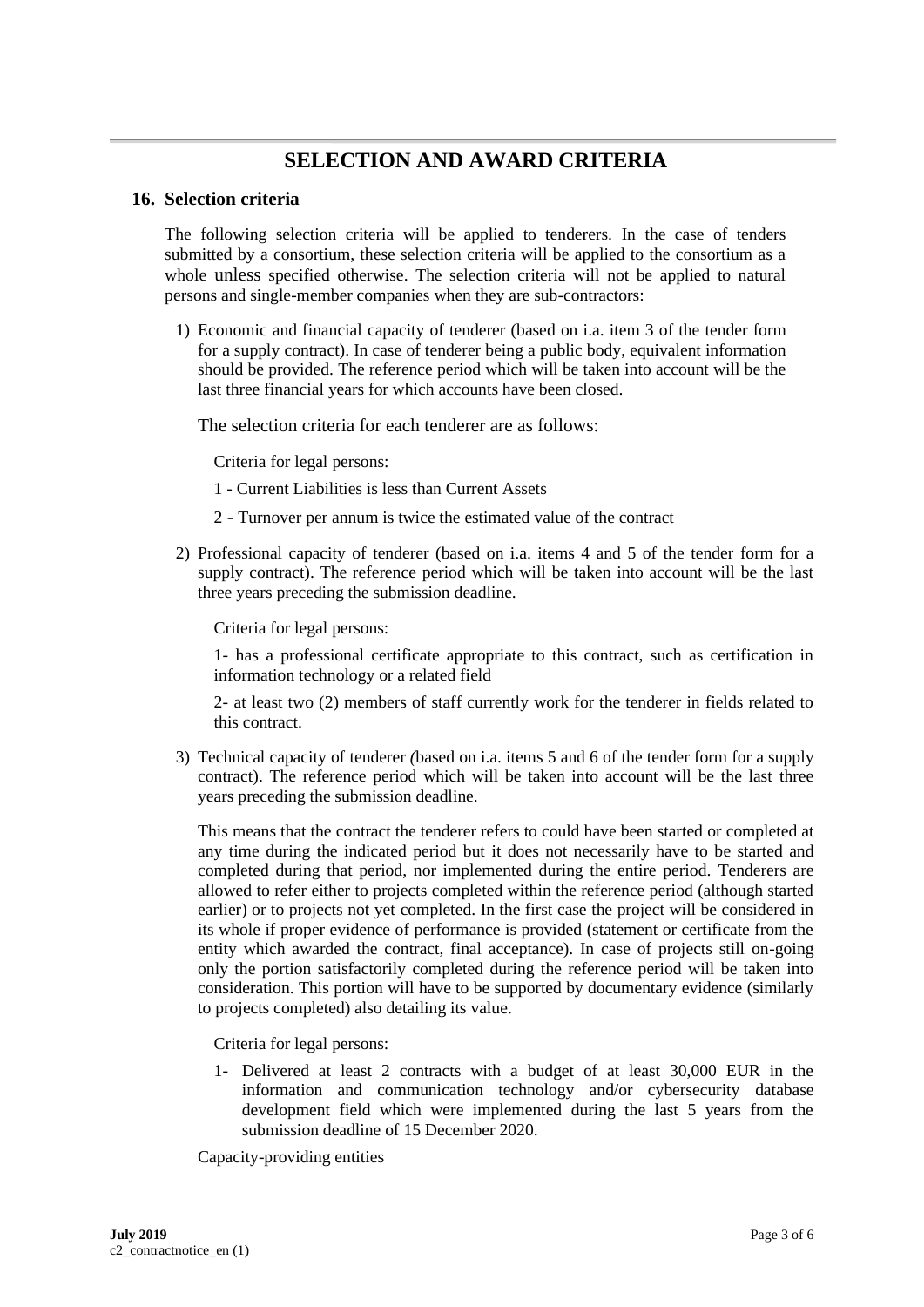# SELECTION AND AWARD CRITERIA

## 16. Selection criteria

The following selection criteria will be applied to tenderers. In the case of tenders submitted by a consortium, these selection criteria will be applied to the consortium as a whole unless specified otherwise. The selection criteria will not be applied to natural persons and single-member companies when they are sub-contractors:

1) Economic and financial capacity of tenderer (based on i.a. item 3 of the tender form for a supply contract). In case of tenderer being a public body, equivalent information should be provided. The reference period which will be taken into account will be the last three financial years for which accounts have been closed.

   The selection criteria for each tenderer are as follows:

   Criteria for legal persons:

   1 - Current Liabilities is less than Current Assets

   2 - Turnover per annum is twice the estimated value of the contract

2) Professional capacity of tenderer (based on i.a. items 4 and 5 of the tender form for a supply contract). The reference period which will be taken into account will be the last three years preceding the submission deadline.

   Criteria for legal persons:

   1- has a professional certificate appropriate to this contract, such as certification in information technology or a related field

   2- at least two (2) members of staff currently work for the tenderer in fields related to this contract.

3) Technical capacity of tenderer *(*based on i.a. items 5 and 6 of the tender form for a supply contract). The reference period which will be taken into account will be the last three years preceding the submission deadline.

   This means that the contract the tenderer refers to could have been started or completed at any time during the indicated period but it does not necessarily have to be started and completed during that period, nor implemented during the entire period. Tenderers are allowed to refer either to projects completed within the reference period (although started earlier) or to projects not yet completed. In the first case the project will be considered in its whole if proper evidence of performance is provided (statement or certificate from the entity which awarded the contract, final acceptance). In case of projects still on-going only the portion satisfactorily completed during the reference period will be taken into consideration. This portion will have to be supported by documentary evidence (similarly to projects completed) also detailing its value.

   Criteria for legal persons:

   1- Delivered at least 2 contracts with a budget of at least 30,000 EUR in the information and communication technology and/or cybersecurity database development field which were implemented during the last 5 years from the submission deadline of 15 December 2020.

Capacity-providing entities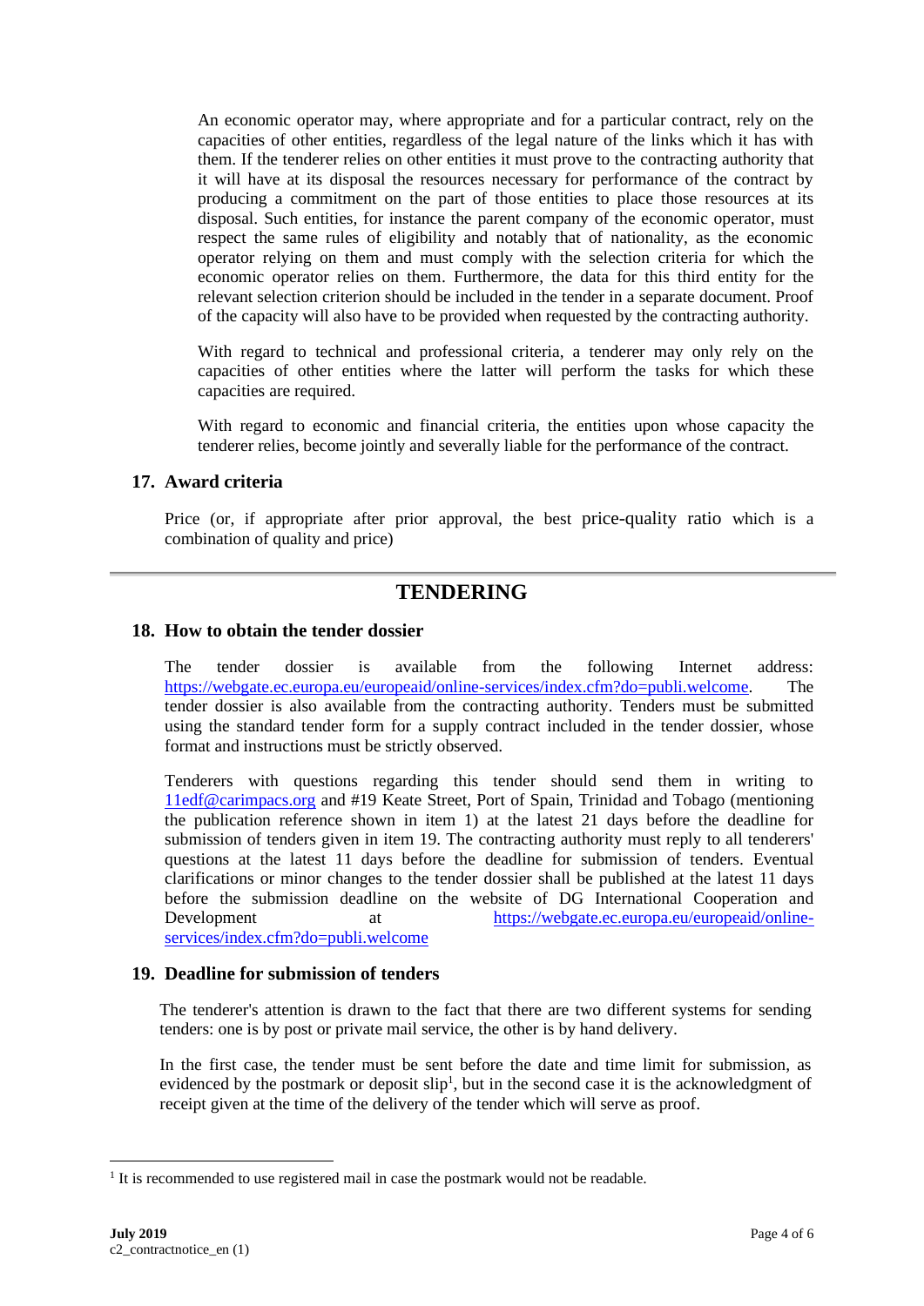An economic operator may, where appropriate and for a particular contract, rely on the capacities of other entities, regardless of the legal nature of the links which it has with them. If the tenderer relies on other entities it must prove to the contracting authority that it will have at its disposal the resources necessary for performance of the contract by producing a commitment on the part of those entities to place those resources at its disposal. Such entities, for instance the parent company of the economic operator, must respect the same rules of eligibility and notably that of nationality, as the economic operator relying on them and must comply with the selection criteria for which the economic operator relies on them. Furthermore, the data for this third entity for the relevant selection criterion should be included in the tender in a separate document. Proof of the capacity will also have to be provided when requested by the contracting authority.

With regard to technical and professional criteria, a tenderer may only rely on the capacities of other entities where the latter will perform the tasks for which these capacities are required.

With regard to economic and financial criteria, the entities upon whose capacity the tenderer relies, become jointly and severally liable for the performance of the contract.

### 17. Award criteria

Price (or, if appropriate after prior approval, the best price-quality ratio which is a combination of quality and price)

## TENDERING

### 18. How to obtain the tender dossier

The tender dossier is available from the following Internet address: https://webgate.ec.europa.eu/europeaid/online-services/index.cfm?do=publi.welcome. The tender dossier is also available from the contracting authority. Tenders must be submitted using the standard tender form for a supply contract included in the tender dossier, whose format and instructions must be strictly observed.

Tenderers with questions regarding this tender should send them in writing to 11edf@carimpacs.org and #19 Keate Street, Port of Spain, Trinidad and Tobago (mentioning the publication reference shown in item 1) at the latest 21 days before the deadline for submission of tenders given in item 19. The contracting authority must reply to all tenderers' questions at the latest 11 days before the deadline for submission of tenders. Eventual clarifications or minor changes to the tender dossier shall be published at the latest 11 days before the submission deadline on the website of DG International Cooperation and Development at https://webgate.ec.europa.eu/europeaid/online-services/index.cfm?do=publi.welcome

### 19. Deadline for submission of tenders

The tenderer's attention is drawn to the fact that there are two different systems for sending tenders: one is by post or private mail service, the other is by hand delivery.

In the first case, the tender must be sent before the date and time limit for submission, as evidenced by the postmark or deposit slip[1], but in the second case it is the acknowledgment of receipt given at the time of the delivery of the tender which will serve as proof.

[1] It is recommended to use registered mail in case the postmark would not be readable.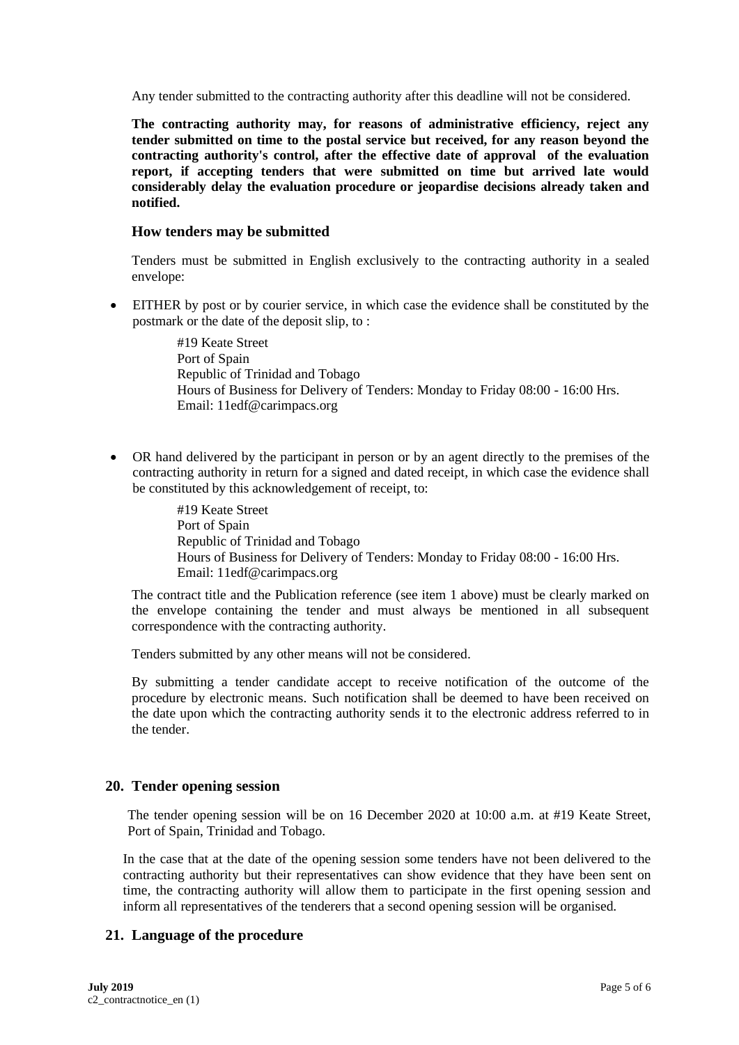Any tender submitted to the contracting authority after this deadline will not be considered.

**The contracting authority may, for reasons of administrative efficiency, reject any tender submitted on time to the postal service but received, for any reason beyond the contracting authority's control, after the effective date of approval of the evaluation report, if accepting tenders that were submitted on time but arrived late would considerably delay the evaluation procedure or jeopardise decisions already taken and notified.**

### How tenders may be submitted

Tenders must be submitted in English exclusively to the contracting authority in a sealed envelope:

- EITHER by post or by courier service, in which case the evidence shall be constituted by the postmark or the date of the deposit slip, to :

  #19 Keate Street
  Port of Spain
  Republic of Trinidad and Tobago
  Hours of Business for Delivery of Tenders: Monday to Friday 08:00 - 16:00 Hrs.
  Email: 11edf@carimpacs.org

- OR hand delivered by the participant in person or by an agent directly to the premises of the contracting authority in return for a signed and dated receipt, in which case the evidence shall be constituted by this acknowledgement of receipt, to:

  #19 Keate Street
  Port of Spain
  Republic of Trinidad and Tobago
  Hours of Business for Delivery of Tenders: Monday to Friday 08:00 - 16:00 Hrs.
  Email: 11edf@carimpacs.org

The contract title and the Publication reference (see item 1 above) must be clearly marked on the envelope containing the tender and must always be mentioned in all subsequent correspondence with the contracting authority.

Tenders submitted by any other means will not be considered.

By submitting a tender candidate accept to receive notification of the outcome of the procedure by electronic means. Such notification shall be deemed to have been received on the date upon which the contracting authority sends it to the electronic address referred to in the tender.

## 20. Tender opening session

The tender opening session will be on 16 December 2020 at 10:00 a.m. at #19 Keate Street, Port of Spain, Trinidad and Tobago.

In the case that at the date of the opening session some tenders have not been delivered to the contracting authority but their representatives can show evidence that they have been sent on time, the contracting authority will allow them to participate in the first opening session and inform all representatives of the tenderers that a second opening session will be organised.

## 21. Language of the procedure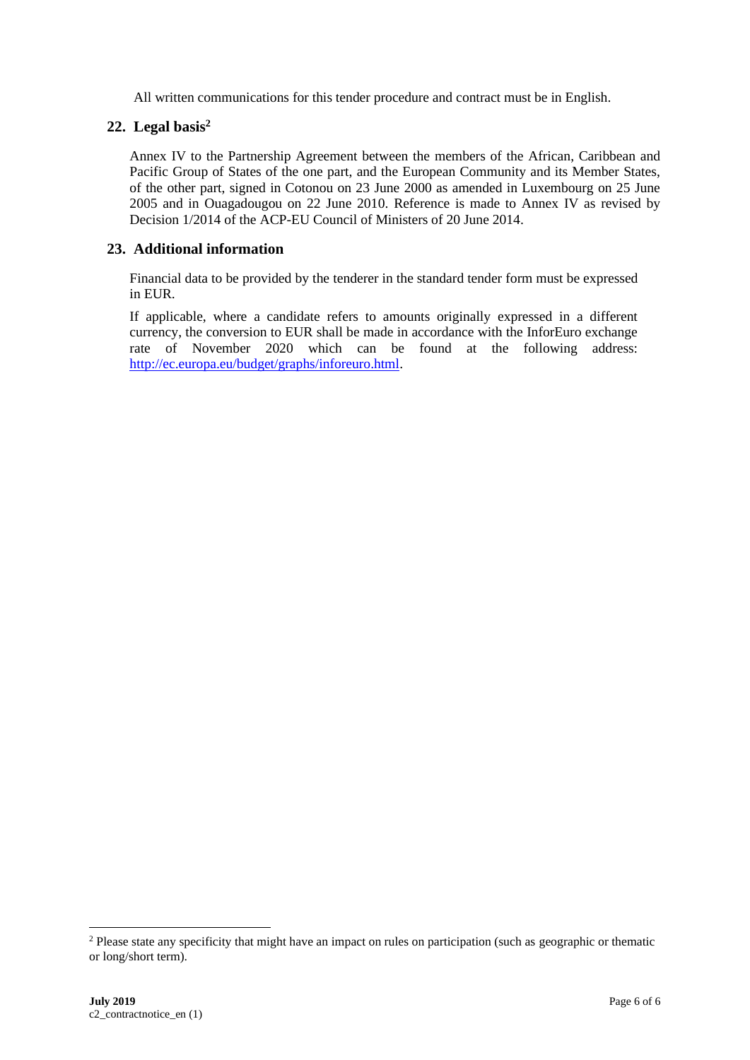All written communications for this tender procedure and contract must be in English.

## 22. Legal basis[2]

Annex IV to the Partnership Agreement between the members of the African, Caribbean and Pacific Group of States of the one part, and the European Community and its Member States, of the other part, signed in Cotonou on 23 June 2000 as amended in Luxembourg on 25 June 2005 and in Ouagadougou on 22 June 2010. Reference is made to Annex IV as revised by Decision 1/2014 of the ACP-EU Council of Ministers of 20 June 2014.

## 23. Additional information

Financial data to be provided by the tenderer in the standard tender form must be expressed in EUR.

If applicable, where a candidate refers to amounts originally expressed in a different currency, the conversion to EUR shall be made in accordance with the InforEuro exchange rate of November 2020 which can be found at the following address: http://ec.europa.eu/budget/graphs/inforeuro.html.

[2] Please state any specificity that might have an impact on rules on participation (such as geographic or thematic or long/short term).